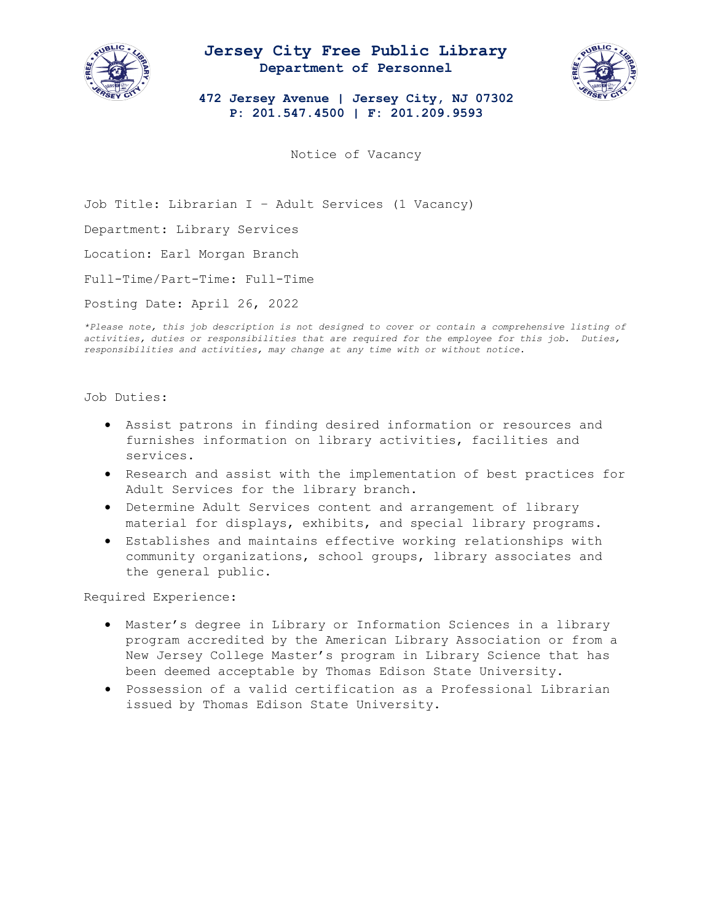# Jersey City Free Public Library

## Department of Personnel

**472 Jersey Avenue | Jersey City, NJ 07302**
**P: 201.547.4500 | F: 201.209.9593**

Notice of Vacancy

Job Title: Librarian I – Adult Services (1 Vacancy)

Department: Library Services

Location: Earl Morgan Branch

Full-Time/Part-Time: Full-Time

Posting Date: April 26, 2022

*\*Please note, this job description is not designed to cover or contain a comprehensive listing of activities, duties or responsibilities that are required for the employee for this job. Duties, responsibilities and activities, may change at any time with or without notice.*

Job Duties:

- Assist patrons in finding desired information or resources and furnishes information on library activities, facilities and services.
- Research and assist with the implementation of best practices for Adult Services for the library branch.
- Determine Adult Services content and arrangement of library material for displays, exhibits, and special library programs.
- Establishes and maintains effective working relationships with community organizations, school groups, library associates and the general public.

Required Experience:

- Master's degree in Library or Information Sciences in a library program accredited by the American Library Association or from a New Jersey College Master's program in Library Science that has been deemed acceptable by Thomas Edison State University.
- Possession of a valid certification as a Professional Librarian issued by Thomas Edison State University.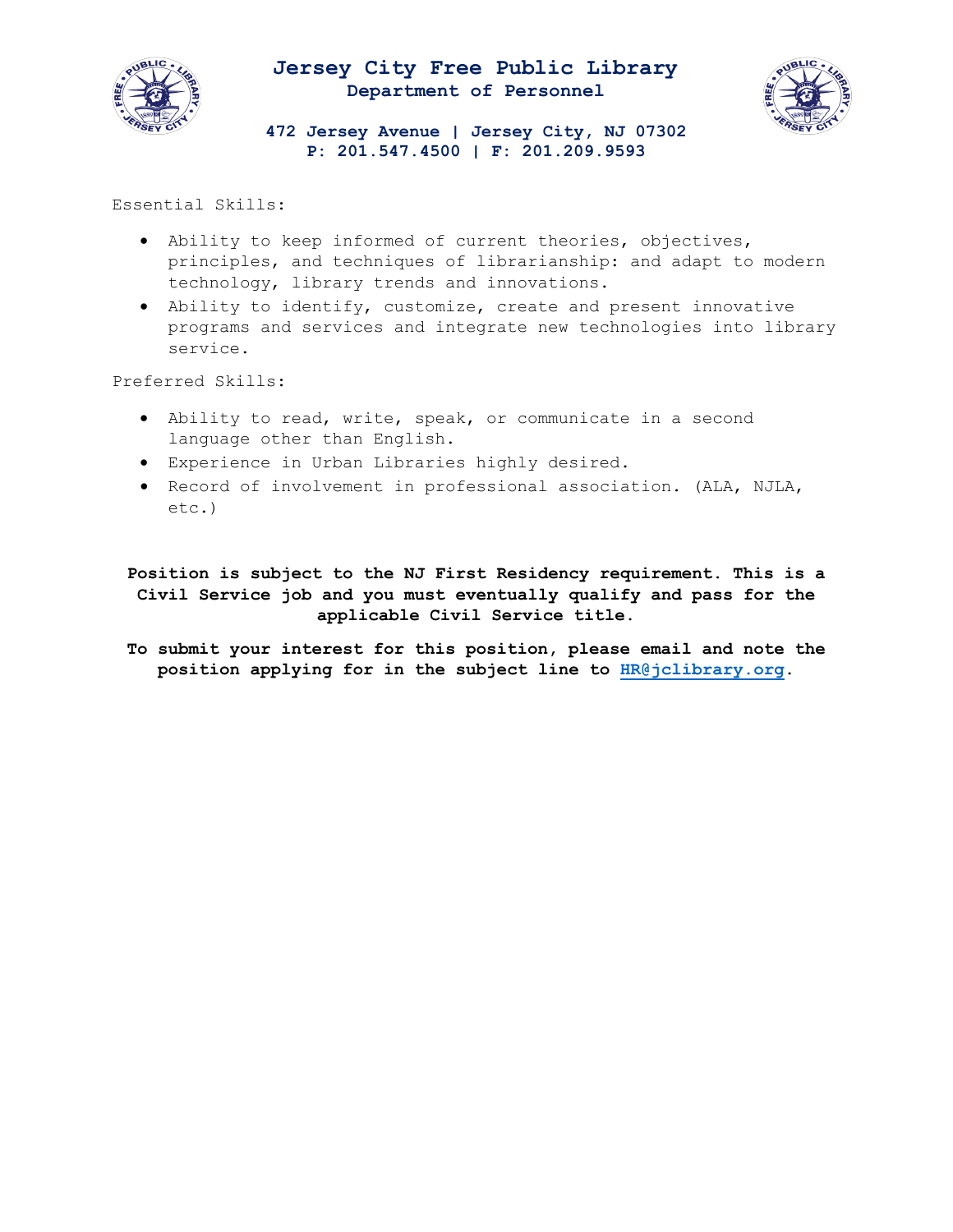Essential Skills:

- Ability to keep informed of current theories, objectives, principles, and techniques of librarianship: and adapt to modern technology, library trends and innovations.
- Ability to identify, customize, create and present innovative programs and services and integrate new technologies into library service.

Preferred Skills:

- Ability to read, write, speak, or communicate in a second language other than English.
- Experience in Urban Libraries highly desired.
- Record of involvement in professional association. (ALA, NJLA, etc.)

**Position is subject to the NJ First Residency requirement. This is a Civil Service job and you must eventually qualify and pass for the applicable Civil Service title.**

**To submit your interest for this position, please email and note the position applying for in the subject line to HR@jclibrary.org.**